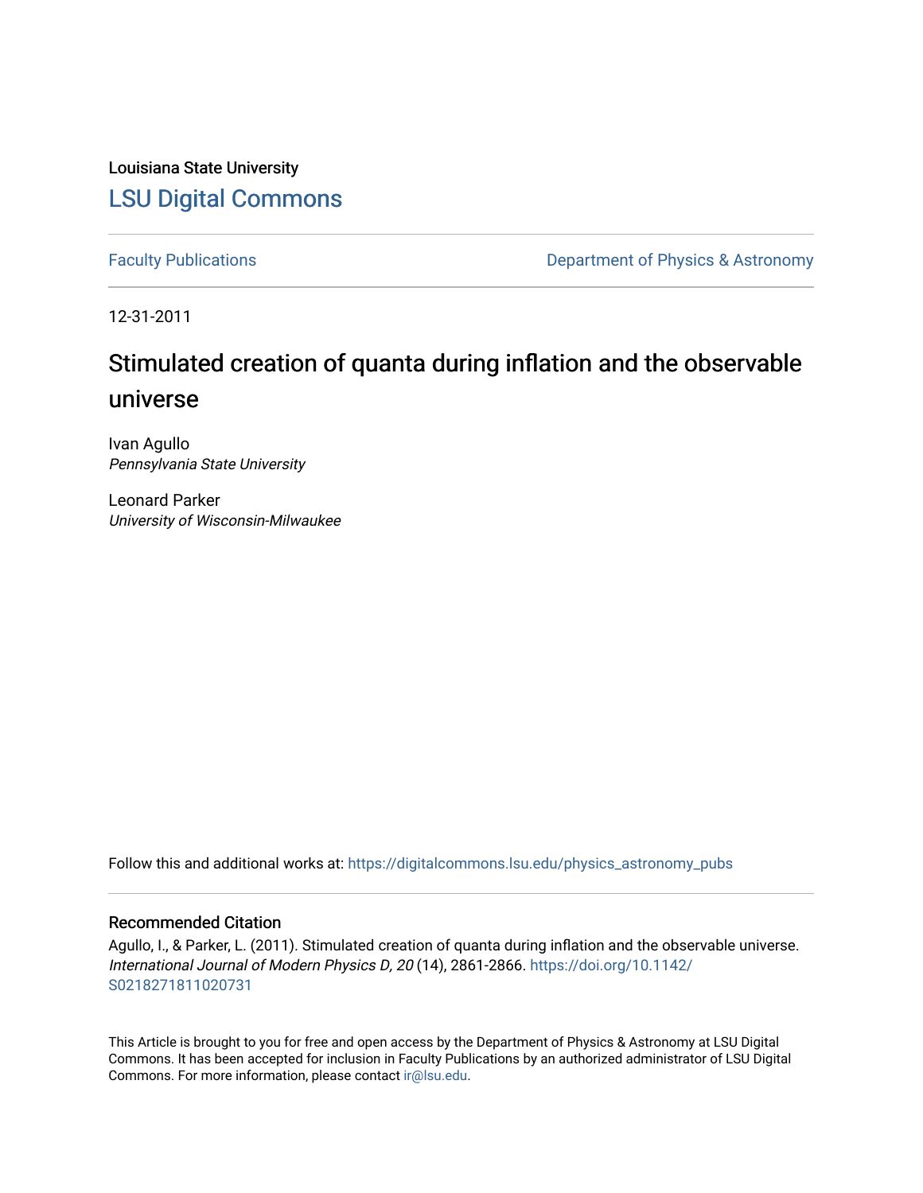Louisiana State University

# LSU Digital Commons

Faculty Publications | Department of Physics & Astronomy

12-31-2011

## Stimulated creation of quanta during inflation and the observable universe

Ivan Agullo
*Pennsylvania State University*

Leonard Parker
*University of Wisconsin-Milwaukee*

Follow this and additional works at: https://digitalcommons.lsu.edu/physics_astronomy_pubs

### Recommended Citation

Agullo, I., & Parker, L. (2011). Stimulated creation of quanta during inflation and the observable universe. *International Journal of Modern Physics D, 20* (14), 2861-2866. https://doi.org/10.1142/S0218271811020731

This Article is brought to you for free and open access by the Department of Physics & Astronomy at LSU Digital Commons. It has been accepted for inclusion in Faculty Publications by an authorized administrator of LSU Digital Commons. For more information, please contact ir@lsu.edu.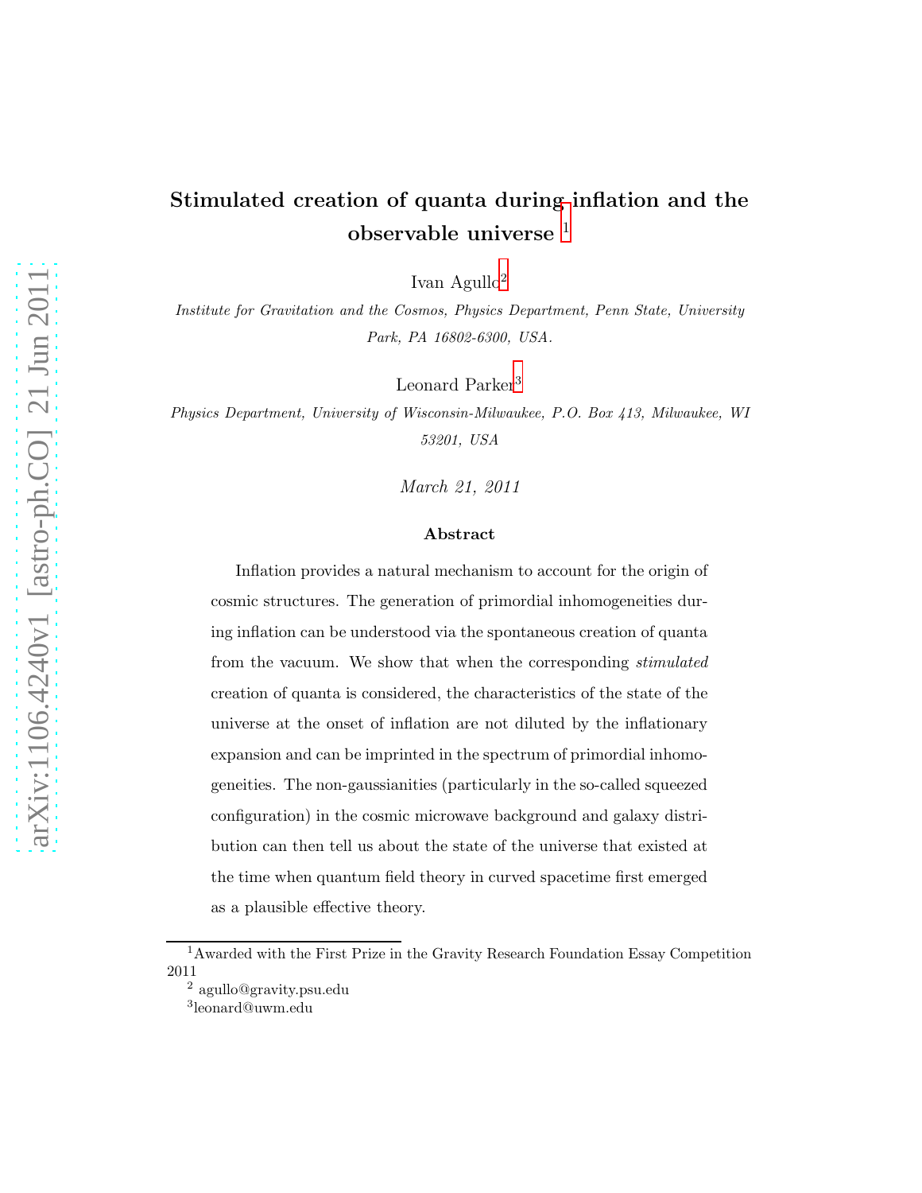# Stimulated creation of quanta during inflation and the observable universe [1]

Ivan Agullo[2]

*Institute for Gravitation and the Cosmos, Physics Department, Penn State, University Park, PA 16802-6300, USA.*

Leonard Parker[3]

*Physics Department, University of Wisconsin-Milwaukee, P.O. Box 413, Milwaukee, WI 53201, USA*

*March 21, 2011*

### Abstract

Inflation provides a natural mechanism to account for the origin of cosmic structures. The generation of primordial inhomogeneities during inflation can be understood via the spontaneous creation of quanta from the vacuum. We show that when the corresponding *stimulated* creation of quanta is considered, the characteristics of the state of the universe at the onset of inflation are not diluted by the inflationary expansion and can be imprinted in the spectrum of primordial inhomogeneities. The non-gaussianities (particularly in the so-called squeezed configuration) in the cosmic microwave background and galaxy distribution can then tell us about the state of the universe that existed at the time when quantum field theory in curved spacetime first emerged as a plausible effective theory.

---

[1] Awarded with the First Prize in the Gravity Research Foundation Essay Competition 2011

[2] agullo@gravity.psu.edu

[3] leonard@uwm.edu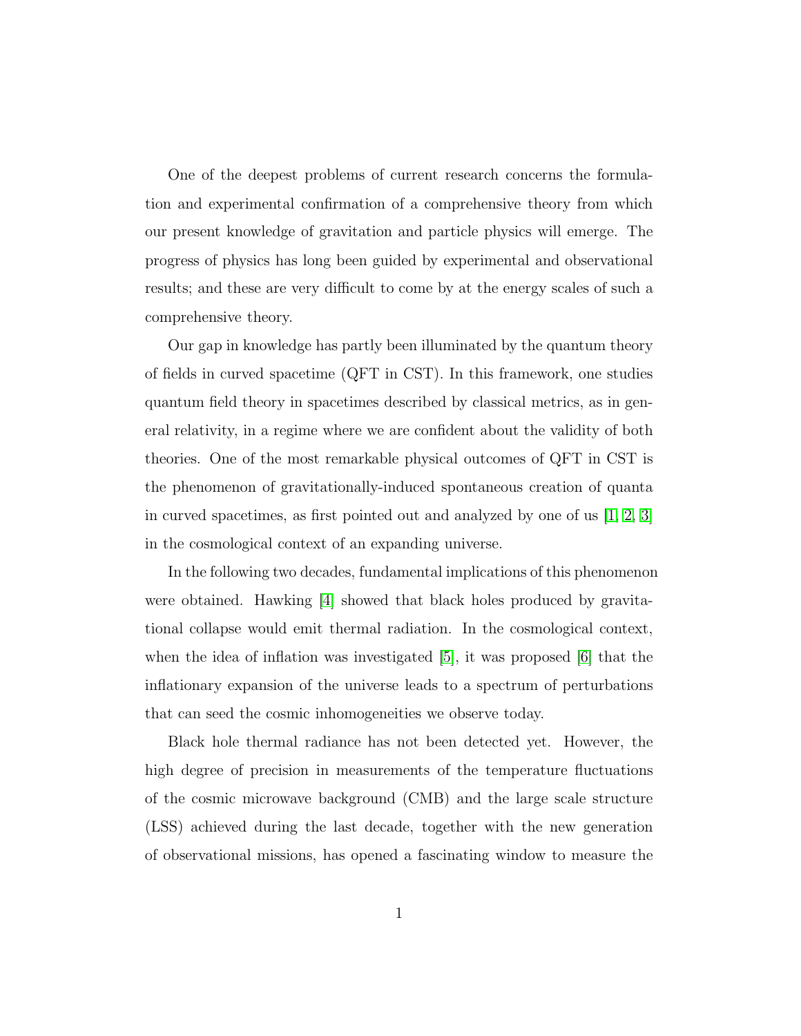One of the deepest problems of current research concerns the formulation and experimental confirmation of a comprehensive theory from which our present knowledge of gravitation and particle physics will emerge. The progress of physics has long been guided by experimental and observational results; and these are very difficult to come by at the energy scales of such a comprehensive theory.

Our gap in knowledge has partly been illuminated by the quantum theory of fields in curved spacetime (QFT in CST). In this framework, one studies quantum field theory in spacetimes described by classical metrics, as in general relativity, in a regime where we are confident about the validity of both theories. One of the most remarkable physical outcomes of QFT in CST is the phenomenon of gravitationally-induced spontaneous creation of quanta in curved spacetimes, as first pointed out and analyzed by one of us [1, 2, 3] in the cosmological context of an expanding universe.

In the following two decades, fundamental implications of this phenomenon were obtained. Hawking [4] showed that black holes produced by gravitational collapse would emit thermal radiation. In the cosmological context, when the idea of inflation was investigated [5], it was proposed [6] that the inflationary expansion of the universe leads to a spectrum of perturbations that can seed the cosmic inhomogeneities we observe today.

Black hole thermal radiance has not been detected yet. However, the high degree of precision in measurements of the temperature fluctuations of the cosmic microwave background (CMB) and the large scale structure (LSS) achieved during the last decade, together with the new generation of observational missions, has opened a fascinating window to measure the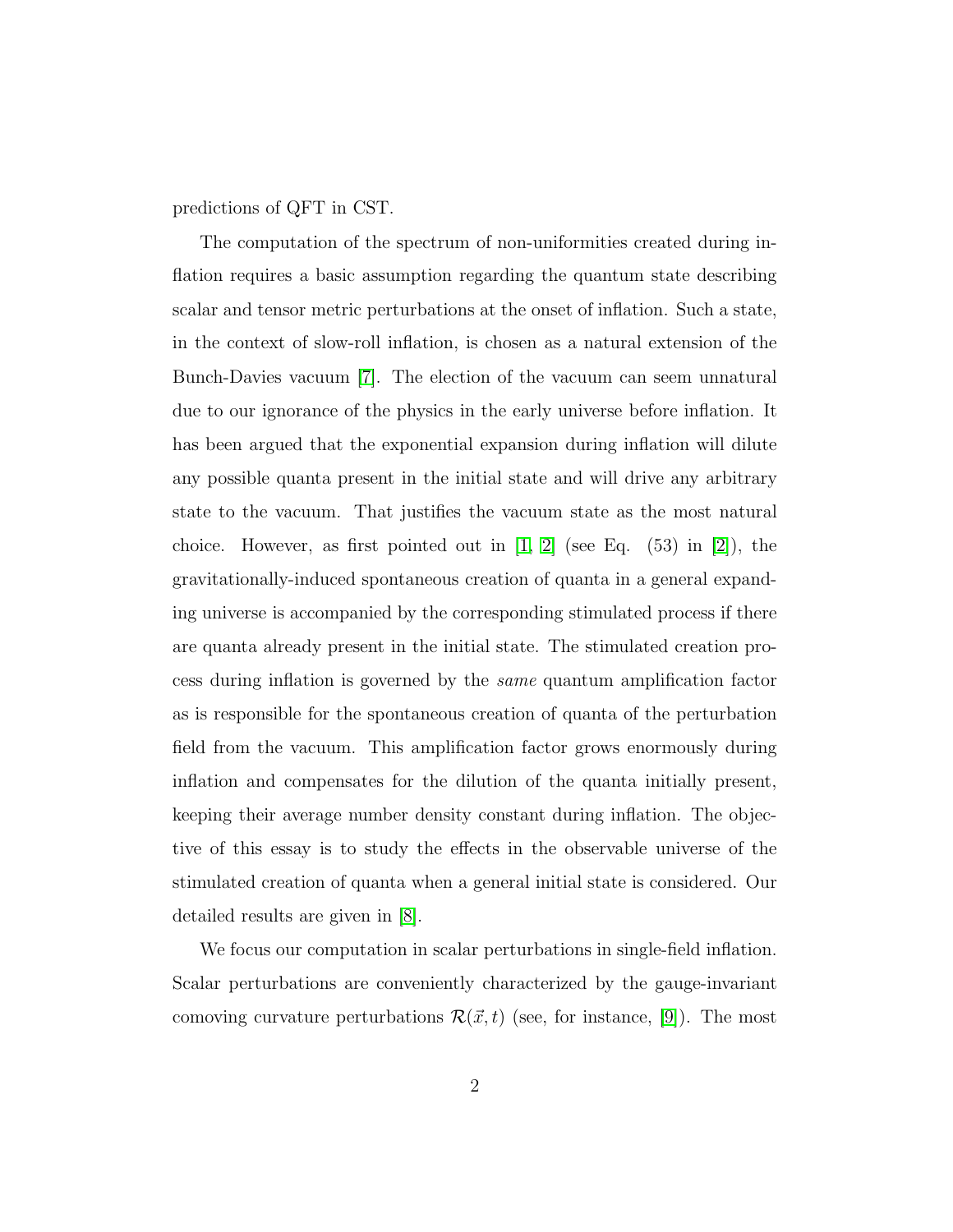predictions of QFT in CST.

The computation of the spectrum of non-uniformities created during inflation requires a basic assumption regarding the quantum state describing scalar and tensor metric perturbations at the onset of inflation. Such a state, in the context of slow-roll inflation, is chosen as a natural extension of the Bunch-Davies vacuum [7]. The election of the vacuum can seem unnatural due to our ignorance of the physics in the early universe before inflation. It has been argued that the exponential expansion during inflation will dilute any possible quanta present in the initial state and will drive any arbitrary state to the vacuum. That justifies the vacuum state as the most natural choice. However, as first pointed out in [1, 2] (see Eq. (53) in [2]), the gravitationally-induced spontaneous creation of quanta in a general expanding universe is accompanied by the corresponding stimulated process if there are quanta already present in the initial state. The stimulated creation process during inflation is governed by the *same* quantum amplification factor as is responsible for the spontaneous creation of quanta of the perturbation field from the vacuum. This amplification factor grows enormously during inflation and compensates for the dilution of the quanta initially present, keeping their average number density constant during inflation. The objective of this essay is to study the effects in the observable universe of the stimulated creation of quanta when a general initial state is considered. Our detailed results are given in [8].

We focus our computation in scalar perturbations in single-field inflation. Scalar perturbations are conveniently characterized by the gauge-invariant comoving curvature perturbations $\mathcal{R}(\vec{x}, t)$ (see, for instance, [9]). The most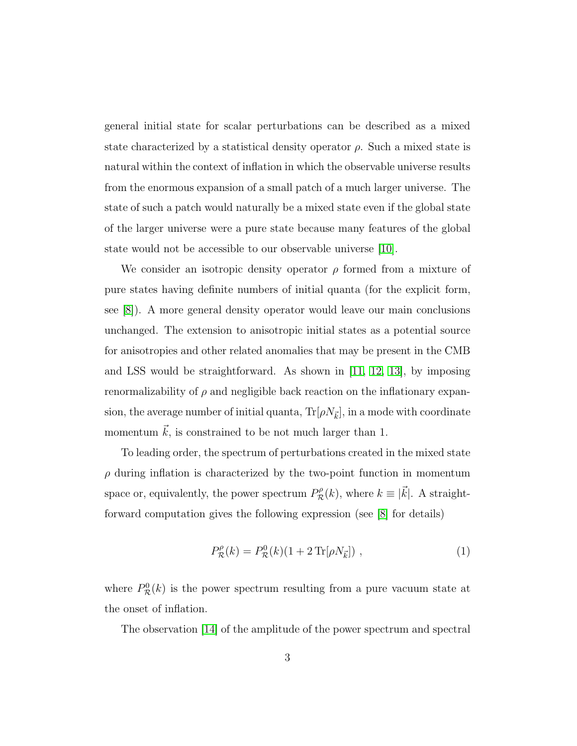general initial state for scalar perturbations can be described as a mixed state characterized by a statistical density operator $\rho$. Such a mixed state is natural within the context of inflation in which the observable universe results from the enormous expansion of a small patch of a much larger universe. The state of such a patch would naturally be a mixed state even if the global state of the larger universe were a pure state because many features of the global state would not be accessible to our observable universe [10].

We consider an isotropic density operator $\rho$ formed from a mixture of pure states having definite numbers of initial quanta (for the explicit form, see [8]). A more general density operator would leave our main conclusions unchanged. The extension to anisotropic initial states as a potential source for anisotropies and other related anomalies that may be present in the CMB and LSS would be straightforward. As shown in [11, 12, 13], by imposing renormalizability of $\rho$ and negligible back reaction on the inflationary expansion, the average number of initial quanta, $\mathrm{Tr}[\rho N_{\vec{k}}]$, in a mode with coordinate momentum $\vec{k}$, is constrained to be not much larger than 1.

To leading order, the spectrum of perturbations created in the mixed state $\rho$ during inflation is characterized by the two-point function in momentum space or, equivalently, the power spectrum $P^{\rho}_{\mathcal{R}}(k)$, where $k \equiv |\vec{k}|$. A straightforward computation gives the following expression (see [8] for details)

$$P^{\rho}_{\mathcal{R}}(k) = P^{0}_{\mathcal{R}}(k)(1 + 2\,\mathrm{Tr}[\rho N_{\vec{k}}]) \;, \tag{1}$$

where $P^{0}_{\mathcal{R}}(k)$ is the power spectrum resulting from a pure vacuum state at the onset of inflation.

The observation [14] of the amplitude of the power spectrum and spectral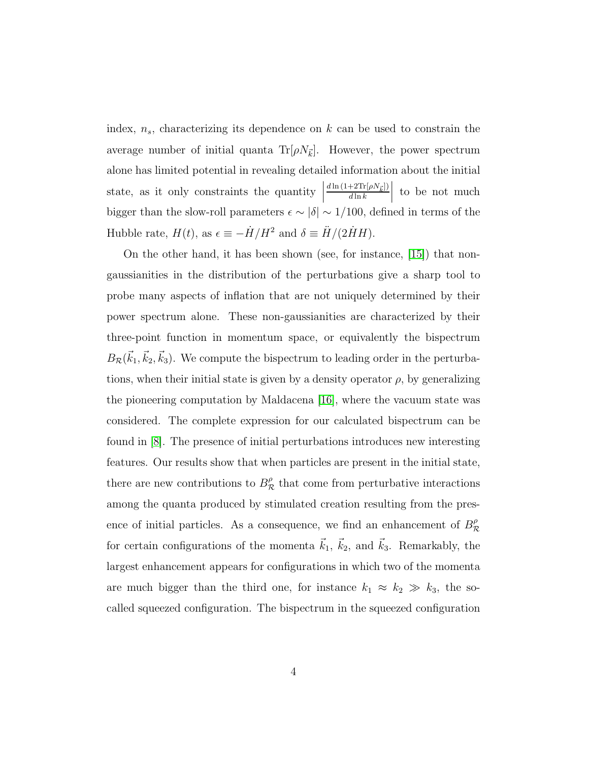index, $n_s$, characterizing its dependence on $k$ can be used to constrain the average number of initial quanta $\text{Tr}[\rho N_{\vec{k}}]$. However, the power spectrum alone has limited potential in revealing detailed information about the initial state, as it only constraints the quantity $\left|\frac{d\ln(1+2\text{Tr}[\rho N_{\vec{k}}])}{d\ln k}\right|$ to be not much bigger than the slow-roll parameters $\epsilon \sim |\delta| \sim 1/100$, defined in terms of the Hubble rate, $H(t)$, as $\epsilon \equiv -\dot{H}/H^2$ and $\delta \equiv \ddot{H}/(2\dot{H}H)$.

On the other hand, it has been shown (see, for instance, [15]) that non-gaussianities in the distribution of the perturbations give a sharp tool to probe many aspects of inflation that are not uniquely determined by their power spectrum alone. These non-gaussianities are characterized by their three-point function in momentum space, or equivalently the bispectrum $B_{\mathcal{R}}(\vec{k}_1, \vec{k}_2, \vec{k}_3)$. We compute the bispectrum to leading order in the perturbations, when their initial state is given by a density operator $\rho$, by generalizing the pioneering computation by Maldacena [16], where the vacuum state was considered. The complete expression for our calculated bispectrum can be found in [8]. The presence of initial perturbations introduces new interesting features. Our results show that when particles are present in the initial state, there are new contributions to $B_{\mathcal{R}}^{\rho}$ that come from perturbative interactions among the quanta produced by stimulated creation resulting from the presence of initial particles. As a consequence, we find an enhancement of $B_{\mathcal{R}}^{\rho}$ for certain configurations of the momenta $\vec{k}_1$, $\vec{k}_2$, and $\vec{k}_3$. Remarkably, the largest enhancement appears for configurations in which two of the momenta are much bigger than the third one, for instance $k_1 \approx k_2 \gg k_3$, the so-called squeezed configuration. The bispectrum in the squeezed configuration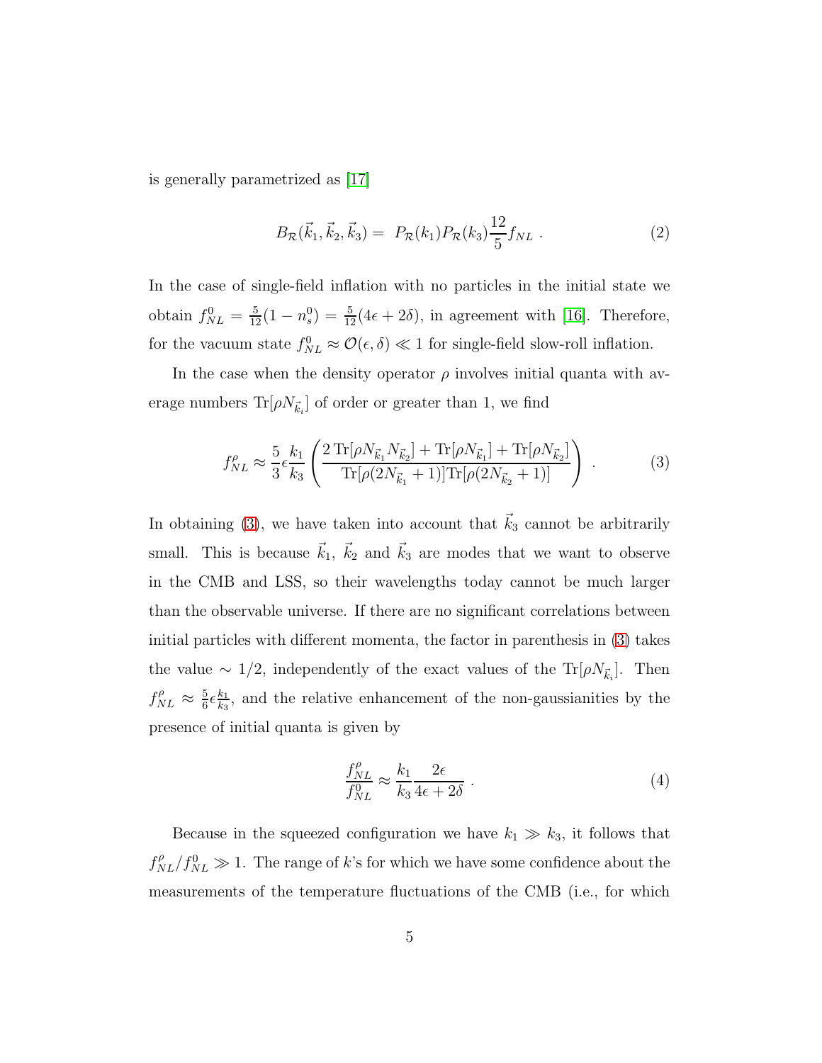is generally parametrized as [17]

$$B_{\mathcal{R}}(\vec{k}_1, \vec{k}_2, \vec{k}_3) = \; P_{\mathcal{R}}(k_1) P_{\mathcal{R}}(k_3) \frac{12}{5} f_{NL} \; . \tag{2}$$

In the case of single-field inflation with no particles in the initial state we obtain $f_{NL}^0 = \frac{5}{12}(1 - n_s^0) = \frac{5}{12}(4\epsilon + 2\delta)$, in agreement with [16]. Therefore, for the vacuum state $f_{NL}^0 \approx \mathcal{O}(\epsilon, \delta) \ll 1$ for single-field slow-roll inflation.

In the case when the density operator $\rho$ involves initial quanta with average numbers $\mathrm{Tr}[\rho N_{\vec{k}_i}]$ of order or greater than 1, we find

$$f_{NL}^{\rho} \approx \frac{5}{3} \epsilon \frac{k_1}{k_3} \left( \frac{2 \, \mathrm{Tr}[\rho N_{\vec{k}_1} N_{\vec{k}_2}] + \mathrm{Tr}[\rho N_{\vec{k}_1}] + \mathrm{Tr}[\rho N_{\vec{k}_2}]}{\mathrm{Tr}[\rho(2N_{\vec{k}_1} + 1)] \mathrm{Tr}[\rho(2N_{\vec{k}_2} + 1)]} \right) \; . \tag{3}$$

In obtaining (3), we have taken into account that $\vec{k}_3$ cannot be arbitrarily small. This is because $\vec{k}_1$, $\vec{k}_2$ and $\vec{k}_3$ are modes that we want to observe in the CMB and LSS, so their wavelengths today cannot be much larger than the observable universe. If there are no significant correlations between initial particles with different momenta, the factor in parenthesis in (3) takes the value $\sim 1/2$, independently of the exact values of the $\mathrm{Tr}[\rho N_{\vec{k}_i}]$. Then $f_{NL}^{\rho} \approx \frac{5}{6} \epsilon \frac{k_1}{k_3}$, and the relative enhancement of the non-gaussianities by the presence of initial quanta is given by

$$\frac{f_{NL}^{\rho}}{f_{NL}^0} \approx \frac{k_1}{k_3} \frac{2\epsilon}{4\epsilon + 2\delta} \; . \tag{4}$$

Because in the squeezed configuration we have $k_1 \gg k_3$, it follows that $f_{NL}^{\rho}/f_{NL}^0 \gg 1$. The range of $k$'s for which we have some confidence about the measurements of the temperature fluctuations of the CMB (i.e., for which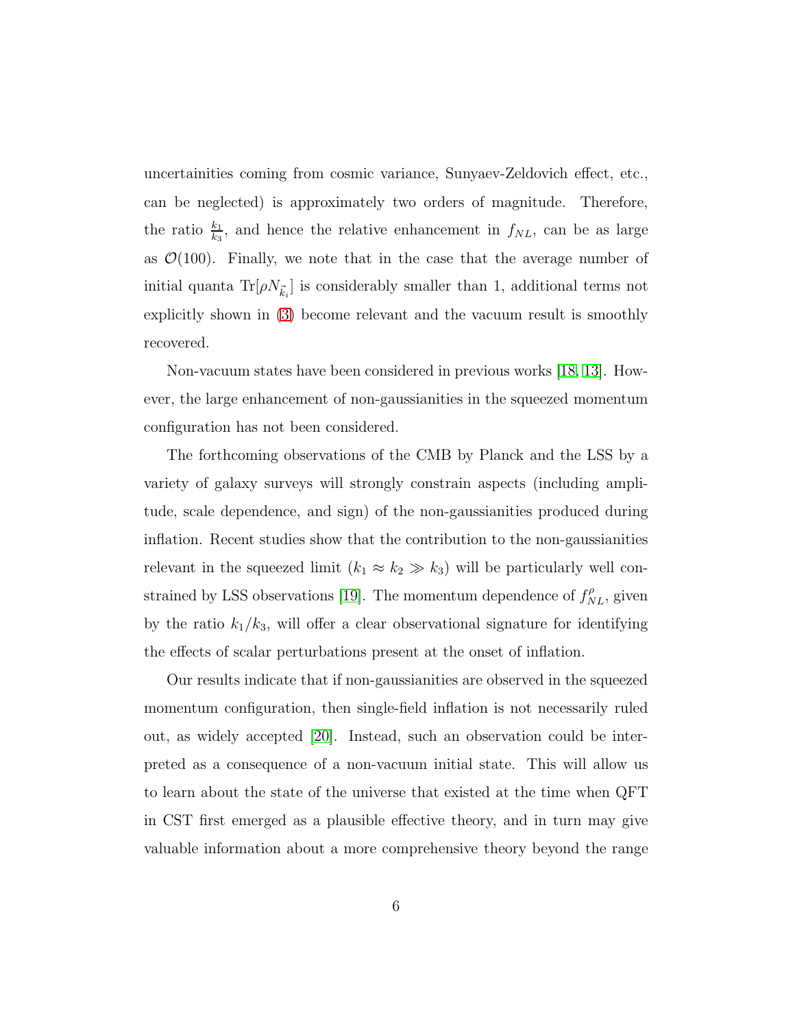uncertainities coming from cosmic variance, Sunyaev-Zeldovich effect, etc., can be neglected) is approximately two orders of magnitude. Therefore, the ratio $\frac{k_1}{k_3}$, and hence the relative enhancement in $f_{NL}$, can be as large as $\mathcal{O}(100)$. Finally, we note that in the case that the average number of initial quanta $\mathrm{Tr}[\rho N_{\vec{k}_i}]$ is considerably smaller than 1, additional terms not explicitly shown in (3) become relevant and the vacuum result is smoothly recovered.

Non-vacuum states have been considered in previous works [18, 13]. However, the large enhancement of non-gaussianities in the squeezed momentum configuration has not been considered.

The forthcoming observations of the CMB by Planck and the LSS by a variety of galaxy surveys will strongly constrain aspects (including amplitude, scale dependence, and sign) of the non-gaussianities produced during inflation. Recent studies show that the contribution to the non-gaussianities relevant in the squeezed limit ($k_1 \approx k_2 \gg k_3$) will be particularly well constrained by LSS observations [19]. The momentum dependence of $f^{\rho}_{NL}$, given by the ratio $k_1/k_3$, will offer a clear observational signature for identifying the effects of scalar perturbations present at the onset of inflation.

Our results indicate that if non-gaussianities are observed in the squeezed momentum configuration, then single-field inflation is not necessarily ruled out, as widely accepted [20]. Instead, such an observation could be interpreted as a consequence of a non-vacuum initial state. This will allow us to learn about the state of the universe that existed at the time when QFT in CST first emerged as a plausible effective theory, and in turn may give valuable information about a more comprehensive theory beyond the range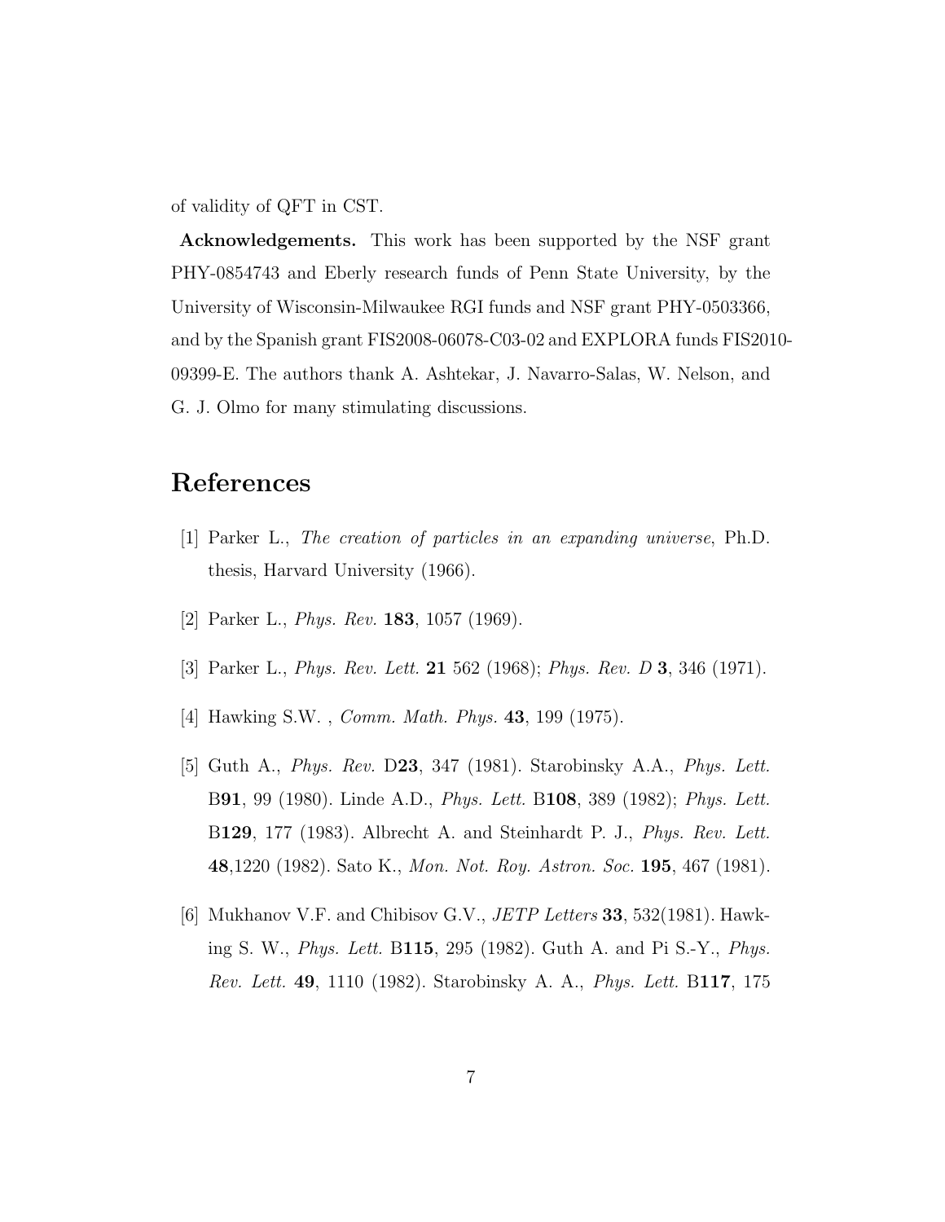of validity of QFT in CST.

**Acknowledgements.** This work has been supported by the NSF grant PHY-0854743 and Eberly research funds of Penn State University, by the University of Wisconsin-Milwaukee RGI funds and NSF grant PHY-0503366, and by the Spanish grant FIS2008-06078-C03-02 and EXPLORA funds FIS2010-09399-E. The authors thank A. Ashtekar, J. Navarro-Salas, W. Nelson, and G. J. Olmo for many stimulating discussions.

# References

[1] Parker L., *The creation of particles in an expanding universe*, Ph.D. thesis, Harvard University (1966).

[2] Parker L., *Phys. Rev.* **183**, 1057 (1969).

[3] Parker L., *Phys. Rev. Lett.* **21** 562 (1968); *Phys. Rev. D* **3**, 346 (1971).

[4] Hawking S.W. , *Comm. Math. Phys.* **43**, 199 (1975).

[5] Guth A., *Phys. Rev.* D**23**, 347 (1981). Starobinsky A.A., *Phys. Lett.* B**91**, 99 (1980). Linde A.D., *Phys. Lett.* B**108**, 389 (1982); *Phys. Lett.* B**129**, 177 (1983). Albrecht A. and Steinhardt P. J., *Phys. Rev. Lett.* **48**,1220 (1982). Sato K., *Mon. Not. Roy. Astron. Soc.* **195**, 467 (1981).

[6] Mukhanov V.F. and Chibisov G.V., *JETP Letters* **33**, 532(1981). Hawking S. W., *Phys. Lett.* B**115**, 295 (1982). Guth A. and Pi S.-Y., *Phys. Rev. Lett.* **49**, 1110 (1982). Starobinsky A. A., *Phys. Lett.* B**117**, 175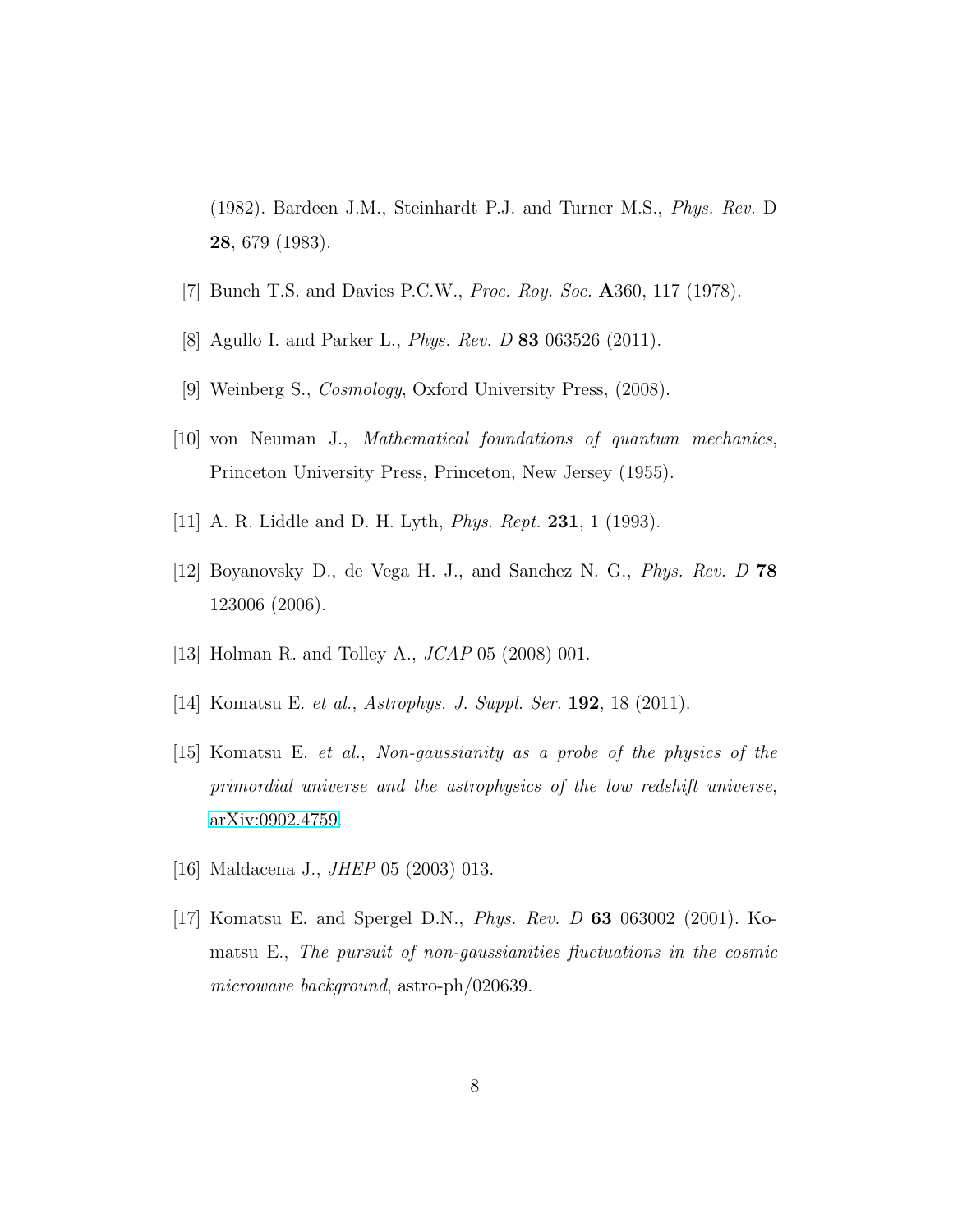(1982). Bardeen J.M., Steinhardt P.J. and Turner M.S., *Phys. Rev.* D **28**, 679 (1983).

[7] Bunch T.S. and Davies P.C.W., *Proc. Roy. Soc.* **A**360, 117 (1978).

[8] Agullo I. and Parker L., *Phys. Rev. D* **83** 063526 (2011).

[9] Weinberg S., *Cosmology*, Oxford University Press, (2008).

[10] von Neuman J., *Mathematical foundations of quantum mechanics*, Princeton University Press, Princeton, New Jersey (1955).

[11] A. R. Liddle and D. H. Lyth, *Phys. Rept.* **231**, 1 (1993).

[12] Boyanovsky D., de Vega H. J., and Sanchez N. G., *Phys. Rev. D* **78** 123006 (2006).

[13] Holman R. and Tolley A., *JCAP* 05 (2008) 001.

[14] Komatsu E. *et al.*, *Astrophys. J. Suppl. Ser.* **192**, 18 (2011).

[15] Komatsu E. *et al.*, *Non-gaussianity as a probe of the physics of the primordial universe and the astrophysics of the low redshift universe*, arXiv:0902.4759.

[16] Maldacena J., *JHEP* 05 (2003) 013.

[17] Komatsu E. and Spergel D.N., *Phys. Rev. D* **63** 063002 (2001). Komatsu E., *The pursuit of non-gaussianities fluctuations in the cosmic microwave background*, astro-ph/020639.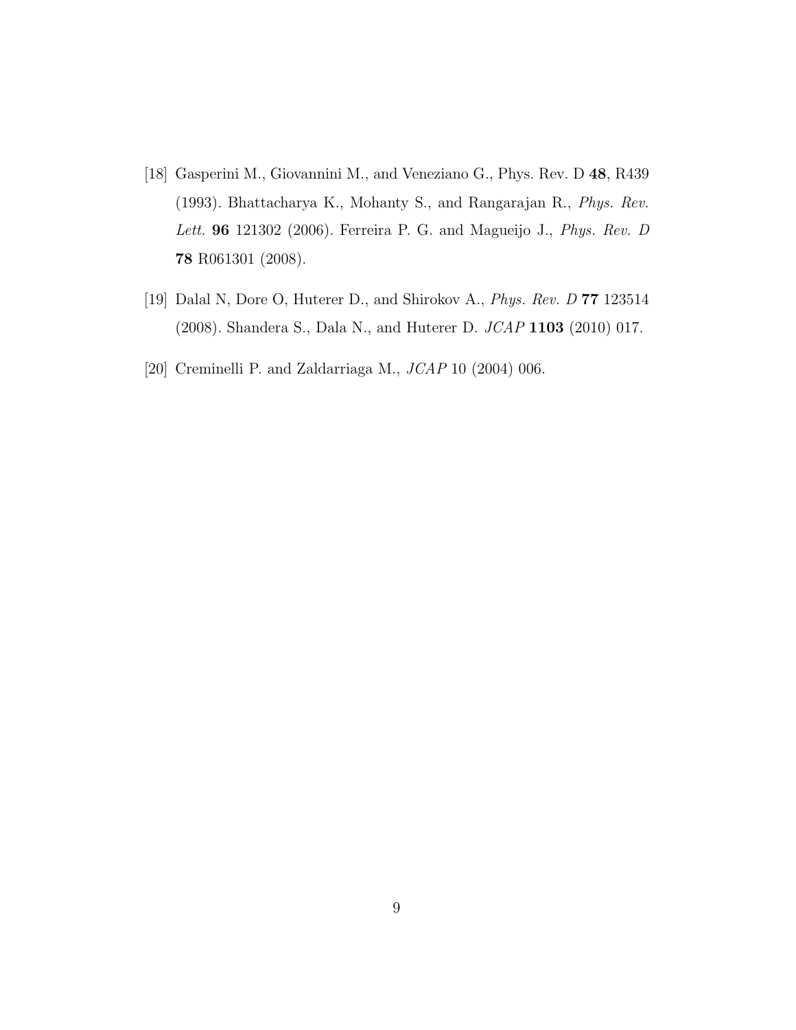[18] Gasperini M., Giovannini M., and Veneziano G., Phys. Rev. D **48**, R439 (1993). Bhattacharya K., Mohanty S., and Rangarajan R., *Phys. Rev. Lett.* **96** 121302 (2006). Ferreira P. G. and Magueijo J., *Phys. Rev. D* **78** R061301 (2008).

[19] Dalal N, Dore O, Huterer D., and Shirokov A., *Phys. Rev. D* **77** 123514 (2008). Shandera S., Dala N., and Huterer D. *JCAP* **1103** (2010) 017.

[20] Creminelli P. and Zaldarriaga M., *JCAP* 10 (2004) 006.